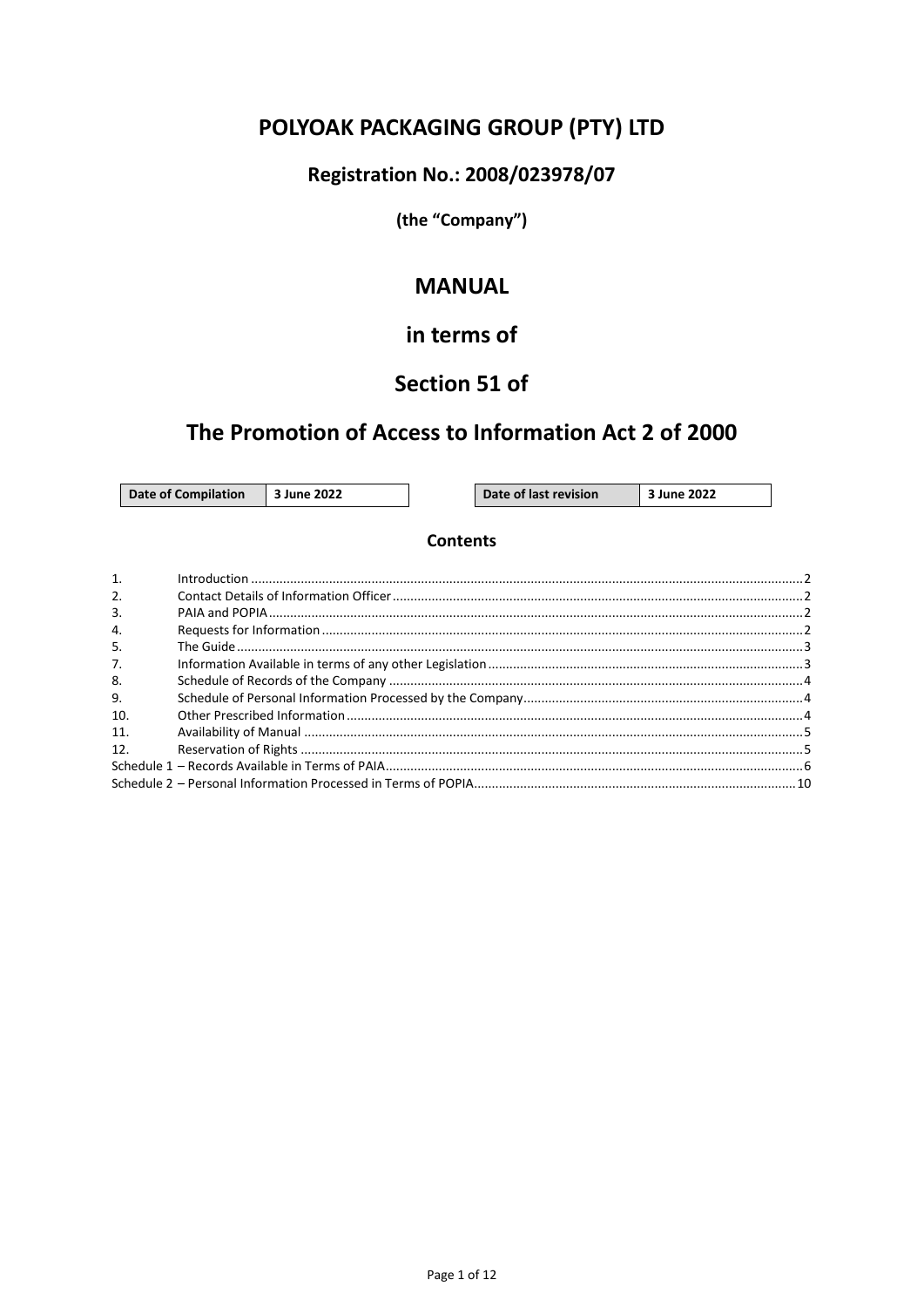# POLYOAK PACKAGING GROUP (PTY) LTD

## Registration No.: 2008/023978/07

**(the "Company")**

# MANUAL

# in terms of

# Section 51 of

# The Promotion of Access to Information Act 2 of 2000

| Date of Compilation | 3 June 2022 |
|---|---|

| Date of last revision | 3 June 2022 |
|---|---|

## Contents

| | | |
|---|---|---|
| 1. | Introduction | 2 |
| 2. | Contact Details of Information Officer | 2 |
| 3. | PAIA and POPIA | 2 |
| 4. | Requests for Information | 2 |
| 5. | The Guide | 3 |
| 7. | Information Available in terms of any other Legislation | 3 |
| 8. | Schedule of Records of the Company | 4 |
| 9. | Schedule of Personal Information Processed by the Company | 4 |
| 10. | Other Prescribed Information | 4 |
| 11. | Availability of Manual | 5 |
| 12. | Reservation of Rights | 5 |
| Schedule 1 – Records Available in Terms of PAIA | | 6 |
| Schedule 2 – Personal Information Processed in Terms of POPIA | | 10 |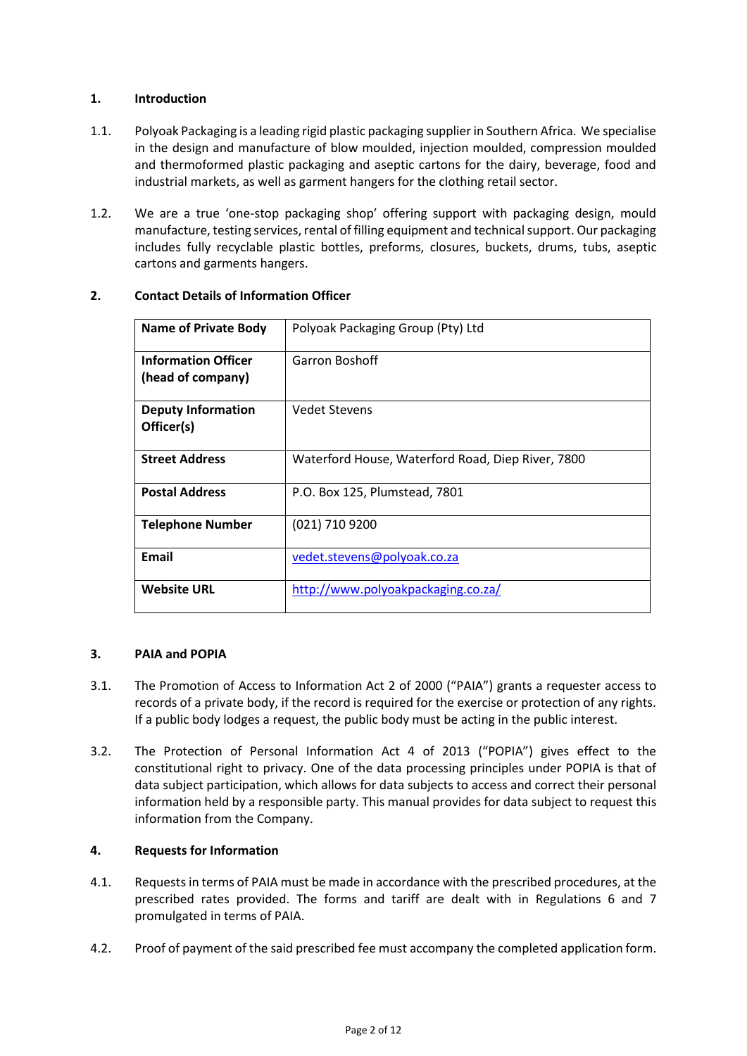## 1. Introduction

1.1. Polyoak Packaging is a leading rigid plastic packaging supplier in Southern Africa. We specialise in the design and manufacture of blow moulded, injection moulded, compression moulded and thermoformed plastic packaging and aseptic cartons for the dairy, beverage, food and industrial markets, as well as garment hangers for the clothing retail sector.

1.2. We are a true 'one-stop packaging shop' offering support with packaging design, mould manufacture, testing services, rental of filling equipment and technical support. Our packaging includes fully recyclable plastic bottles, preforms, closures, buckets, drums, tubs, aseptic cartons and garments hangers.

## 2. Contact Details of Information Officer

| | |
|---|---|
| **Name of Private Body** | Polyoak Packaging Group (Pty) Ltd |
| **Information Officer (head of company)** | Garron Boshoff |
| **Deputy Information Officer(s)** | Vedet Stevens |
| **Street Address** | Waterford House, Waterford Road, Diep River, 7800 |
| **Postal Address** | P.O. Box 125, Plumstead, 7801 |
| **Telephone Number** | (021) 710 9200 |
| **Email** | vedet.stevens@polyoak.co.za |
| **Website URL** | http://www.polyoakpackaging.co.za/ |

## 3. PAIA and POPIA

3.1. The Promotion of Access to Information Act 2 of 2000 ("PAIA") grants a requester access to records of a private body, if the record is required for the exercise or protection of any rights. If a public body lodges a request, the public body must be acting in the public interest.

3.2. The Protection of Personal Information Act 4 of 2013 ("POPIA") gives effect to the constitutional right to privacy. One of the data processing principles under POPIA is that of data subject participation, which allows for data subjects to access and correct their personal information held by a responsible party. This manual provides for data subject to request this information from the Company.

## 4. Requests for Information

4.1. Requests in terms of PAIA must be made in accordance with the prescribed procedures, at the prescribed rates provided. The forms and tariff are dealt with in Regulations 6 and 7 promulgated in terms of PAIA.

4.2. Proof of payment of the said prescribed fee must accompany the completed application form.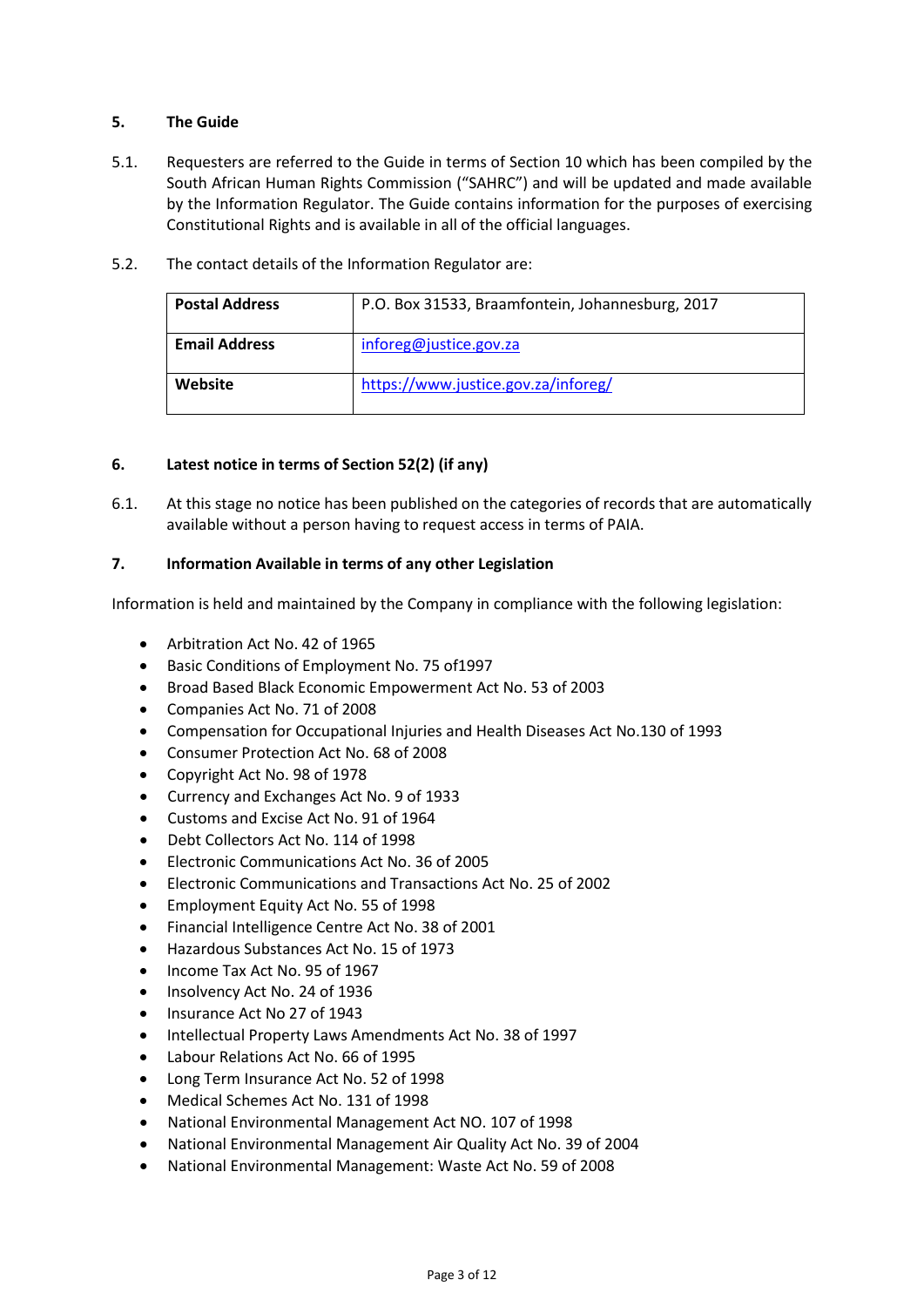## 5. The Guide

5.1. Requesters are referred to the Guide in terms of Section 10 which has been compiled by the South African Human Rights Commission ("SAHRC") and will be updated and made available by the Information Regulator. The Guide contains information for the purposes of exercising Constitutional Rights and is available in all of the official languages.

5.2. The contact details of the Information Regulator are:

| **Postal Address** | P.O. Box 31533, Braamfontein, Johannesburg, 2017 |
|---|---|
| **Email Address** | inforeg@justice.gov.za |
| **Website** | https://www.justice.gov.za/inforeg/ |

## 6. Latest notice in terms of Section 52(2) (if any)

6.1. At this stage no notice has been published on the categories of records that are automatically available without a person having to request access in terms of PAIA.

## 7. Information Available in terms of any other Legislation

Information is held and maintained by the Company in compliance with the following legislation:

- Arbitration Act No. 42 of 1965
- Basic Conditions of Employment No. 75 of1997
- Broad Based Black Economic Empowerment Act No. 53 of 2003
- Companies Act No. 71 of 2008
- Compensation for Occupational Injuries and Health Diseases Act No.130 of 1993
- Consumer Protection Act No. 68 of 2008
- Copyright Act No. 98 of 1978
- Currency and Exchanges Act No. 9 of 1933
- Customs and Excise Act No. 91 of 1964
- Debt Collectors Act No. 114 of 1998
- Electronic Communications Act No. 36 of 2005
- Electronic Communications and Transactions Act No. 25 of 2002
- Employment Equity Act No. 55 of 1998
- Financial Intelligence Centre Act No. 38 of 2001
- Hazardous Substances Act No. 15 of 1973
- Income Tax Act No. 95 of 1967
- Insolvency Act No. 24 of 1936
- Insurance Act No 27 of 1943
- Intellectual Property Laws Amendments Act No. 38 of 1997
- Labour Relations Act No. 66 of 1995
- Long Term Insurance Act No. 52 of 1998
- Medical Schemes Act No. 131 of 1998
- National Environmental Management Act NO. 107 of 1998
- National Environmental Management Air Quality Act No. 39 of 2004
- National Environmental Management: Waste Act No. 59 of 2008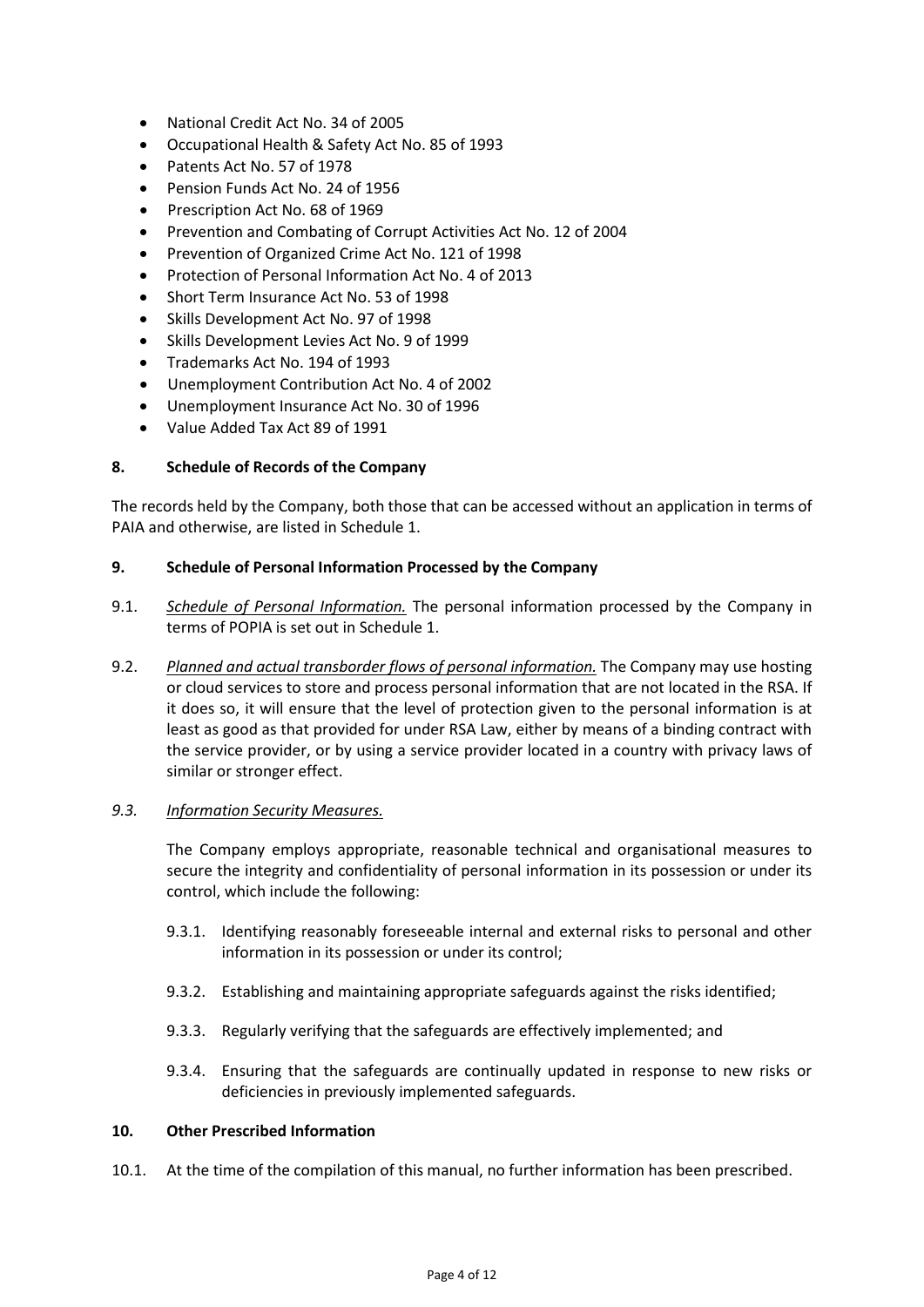- National Credit Act No. 34 of 2005
- Occupational Health & Safety Act No. 85 of 1993
- Patents Act No. 57 of 1978
- Pension Funds Act No. 24 of 1956
- Prescription Act No. 68 of 1969
- Prevention and Combating of Corrupt Activities Act No. 12 of 2004
- Prevention of Organized Crime Act No. 121 of 1998
- Protection of Personal Information Act No. 4 of 2013
- Short Term Insurance Act No. 53 of 1998
- Skills Development Act No. 97 of 1998
- Skills Development Levies Act No. 9 of 1999
- Trademarks Act No. 194 of 1993
- Unemployment Contribution Act No. 4 of 2002
- Unemployment Insurance Act No. 30 of 1996
- Value Added Tax Act 89 of 1991

## 8. Schedule of Records of the Company

The records held by the Company, both those that can be accessed without an application in terms of PAIA and otherwise, are listed in Schedule 1.

## 9. Schedule of Personal Information Processed by the Company

9.1. *Schedule of Personal Information.* The personal information processed by the Company in terms of POPIA is set out in Schedule 1.

9.2. *Planned and actual transborder flows of personal information.* The Company may use hosting or cloud services to store and process personal information that are not located in the RSA. If it does so, it will ensure that the level of protection given to the personal information is at least as good as that provided for under RSA Law, either by means of a binding contract with the service provider, or by using a service provider located in a country with privacy laws of similar or stronger effect.

*9.3. Information Security Measures.*

The Company employs appropriate, reasonable technical and organisational measures to secure the integrity and confidentiality of personal information in its possession or under its control, which include the following:

9.3.1. Identifying reasonably foreseeable internal and external risks to personal and other information in its possession or under its control;

9.3.2. Establishing and maintaining appropriate safeguards against the risks identified;

9.3.3. Regularly verifying that the safeguards are effectively implemented; and

9.3.4. Ensuring that the safeguards are continually updated in response to new risks or deficiencies in previously implemented safeguards.

## 10. Other Prescribed Information

10.1. At the time of the compilation of this manual, no further information has been prescribed.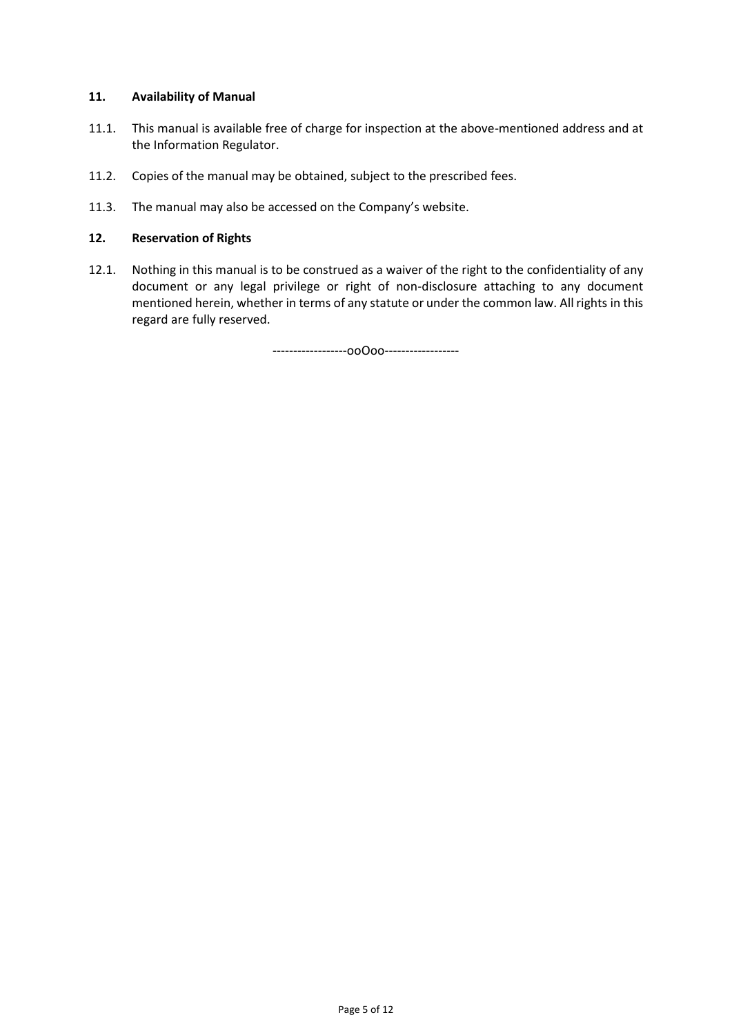## 11. Availability of Manual

11.1. This manual is available free of charge for inspection at the above-mentioned address and at the Information Regulator.

11.2. Copies of the manual may be obtained, subject to the prescribed fees.

11.3. The manual may also be accessed on the Company's website.

## 12. Reservation of Rights

12.1. Nothing in this manual is to be construed as a waiver of the right to the confidentiality of any document or any legal privilege or right of non-disclosure attaching to any document mentioned herein, whether in terms of any statute or under the common law. All rights in this regard are fully reserved.

------------------ooOoo------------------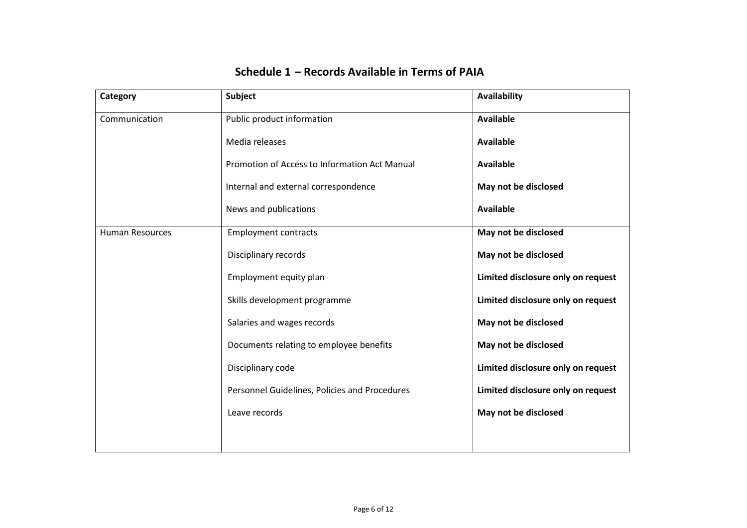## Schedule 1 – Records Available in Terms of PAIA

| Category | Subject | Availability |
|---|---|---|
| Communication | Public product information | **Available** |
| | Media releases | **Available** |
| | Promotion of Access to Information Act Manual | **Available** |
| | Internal and external correspondence | **May not be disclosed** |
| | News and publications | **Available** |
| Human Resources | Employment contracts | **May not be disclosed** |
| | Disciplinary records | **May not be disclosed** |
| | Employment equity plan | **Limited disclosure only on request** |
| | Skills development programme | **Limited disclosure only on request** |
| | Salaries and wages records | **May not be disclosed** |
| | Documents relating to employee benefits | **May not be disclosed** |
| | Disciplinary code | **Limited disclosure only on request** |
| | Personnel Guidelines, Policies and Procedures | **Limited disclosure only on request** |
| | Leave records | **May not be disclosed** |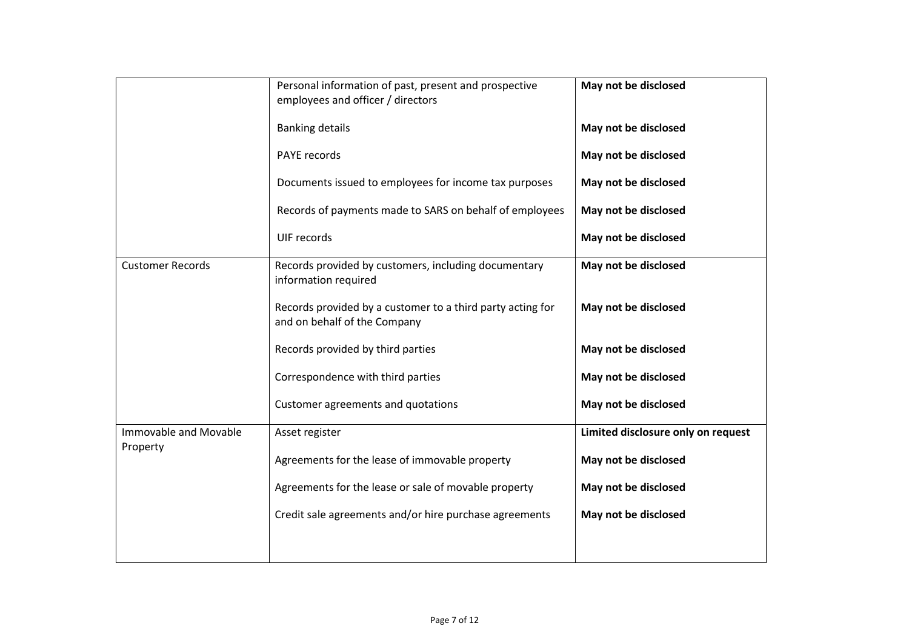| | | |
|---|---|---|
| | Personal information of past, present and prospective employees and officer / directors | **May not be disclosed** |
| | Banking details | **May not be disclosed** |
| | PAYE records | **May not be disclosed** |
| | Documents issued to employees for income tax purposes | **May not be disclosed** |
| | Records of payments made to SARS on behalf of employees | **May not be disclosed** |
| | UIF records | **May not be disclosed** |
| Customer Records | Records provided by customers, including documentary information required | **May not be disclosed** |
| | Records provided by a customer to a third party acting for and on behalf of the Company | **May not be disclosed** |
| | Records provided by third parties | **May not be disclosed** |
| | Correspondence with third parties | **May not be disclosed** |
| | Customer agreements and quotations | **May not be disclosed** |
| Immovable and Movable Property | Asset register | **Limited disclosure only on request** |
| | Agreements for the lease of immovable property | **May not be disclosed** |
| | Agreements for the lease or sale of movable property | **May not be disclosed** |
| | Credit sale agreements and/or hire purchase agreements | **May not be disclosed** |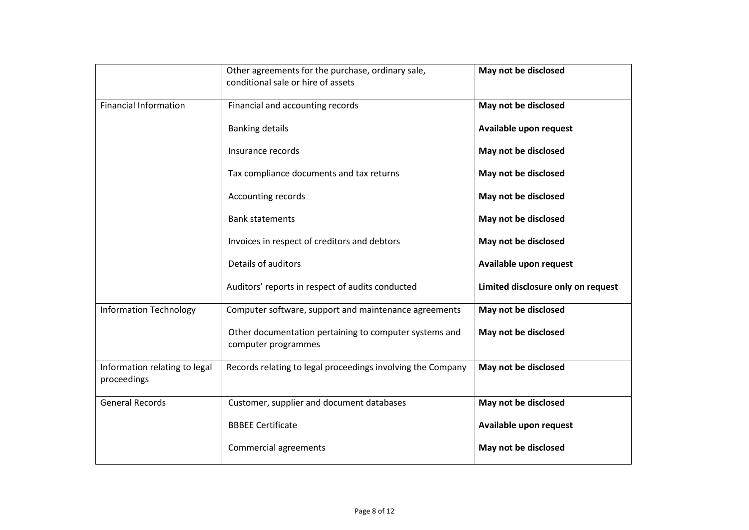| | | |
|---|---|---|
| | Other agreements for the purchase, ordinary sale, conditional sale or hire of assets | **May not be disclosed** |
| Financial Information | Financial and accounting records | **May not be disclosed** |
| | Banking details | **Available upon request** |
| | Insurance records | **May not be disclosed** |
| | Tax compliance documents and tax returns | **May not be disclosed** |
| | Accounting records | **May not be disclosed** |
| | Bank statements | **May not be disclosed** |
| | Invoices in respect of creditors and debtors | **May not be disclosed** |
| | Details of auditors | **Available upon request** |
| | Auditors' reports in respect of audits conducted | **Limited disclosure only on request** |
| Information Technology | Computer software, support and maintenance agreements | **May not be disclosed** |
| | Other documentation pertaining to computer systems and computer programmes | **May not be disclosed** |
| Information relating to legal proceedings | Records relating to legal proceedings involving the Company | **May not be disclosed** |
| General Records | Customer, supplier and document databases | **May not be disclosed** |
| | BBBEE Certificate | **Available upon request** |
| | Commercial agreements | **May not be disclosed** |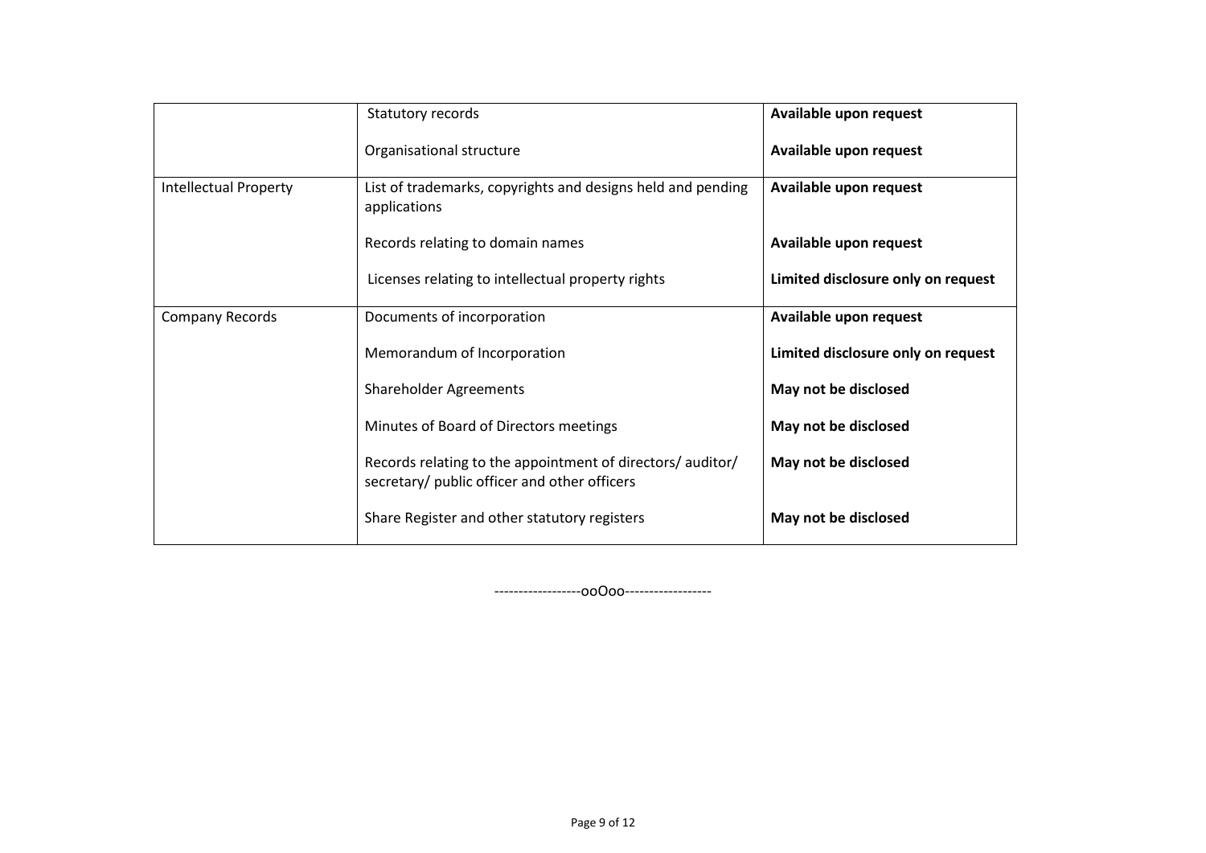| | | |
|---|---|---|
| | Statutory records | **Available upon request** |
| | Organisational structure | **Available upon request** |
| Intellectual Property | List of trademarks, copyrights and designs held and pending applications | **Available upon request** |
| | Records relating to domain names | **Available upon request** |
| | Licenses relating to intellectual property rights | **Limited disclosure only on request** |
| Company Records | Documents of incorporation | **Available upon request** |
| | Memorandum of Incorporation | **Limited disclosure only on request** |
| | Shareholder Agreements | **May not be disclosed** |
| | Minutes of Board of Directors meetings | **May not be disclosed** |
| | Records relating to the appointment of directors/ auditor/ secretary/ public officer and other officers | **May not be disclosed** |
| | Share Register and other statutory registers | **May not be disclosed** |

------------------ooOoo------------------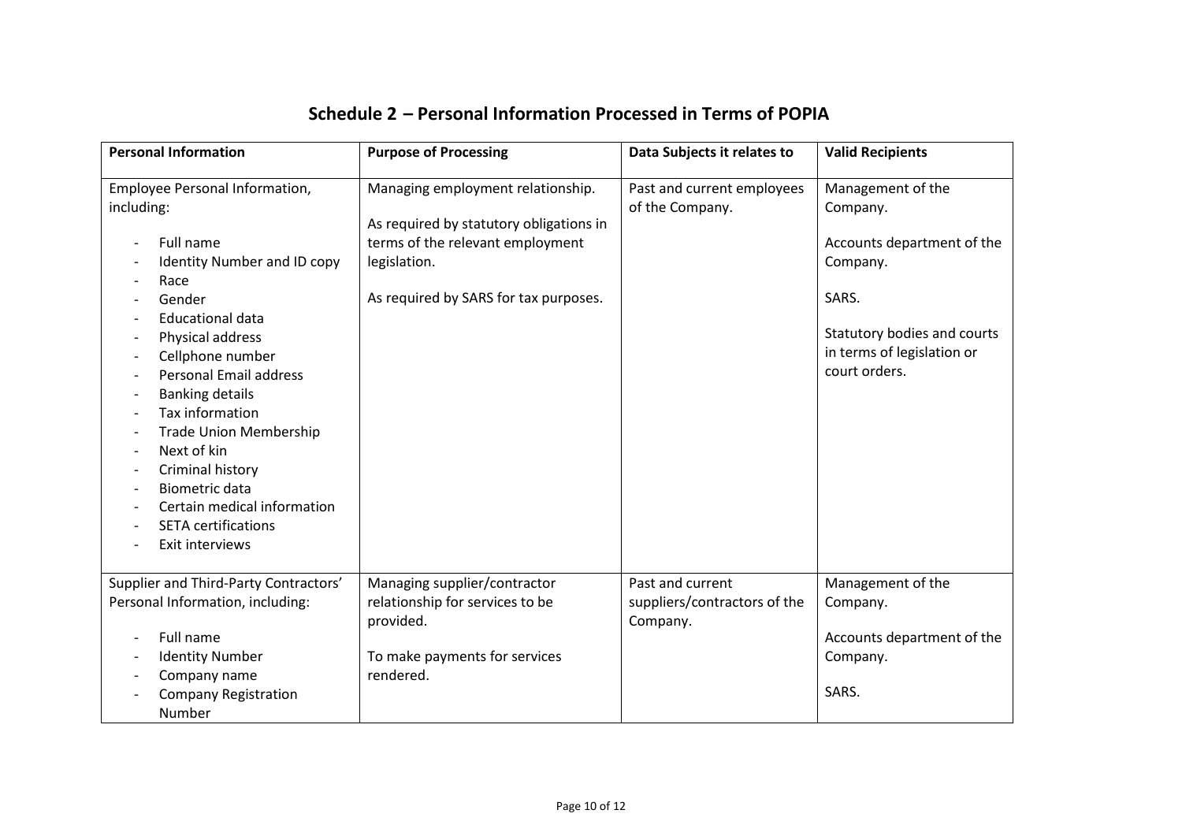## Schedule 2 – Personal Information Processed in Terms of POPIA

| Personal Information | Purpose of Processing | Data Subjects it relates to | Valid Recipients |
|---|---|---|---|
| Employee Personal Information, including:<br><br>- Full name<br>- Identity Number and ID copy<br>- Race<br>- Gender<br>- Educational data<br>- Physical address<br>- Cellphone number<br>- Personal Email address<br>- Banking details<br>- Tax information<br>- Trade Union Membership<br>- Next of kin<br>- Criminal history<br>- Biometric data<br>- Certain medical information<br>- SETA certifications<br>- Exit interviews | Managing employment relationship.<br><br>As required by statutory obligations in terms of the relevant employment legislation.<br><br>As required by SARS for tax purposes. | Past and current employees of the Company. | Management of the Company.<br><br>Accounts department of the Company.<br><br>SARS.<br><br>Statutory bodies and courts in terms of legislation or court orders. |
| Supplier and Third-Party Contractors' Personal Information, including:<br><br>- Full name<br>- Identity Number<br>- Company name<br>- Company Registration Number | Managing supplier/contractor relationship for services to be provided.<br><br>To make payments for services rendered. | Past and current suppliers/contractors of the Company. | Management of the Company.<br><br>Accounts department of the Company.<br><br>SARS. |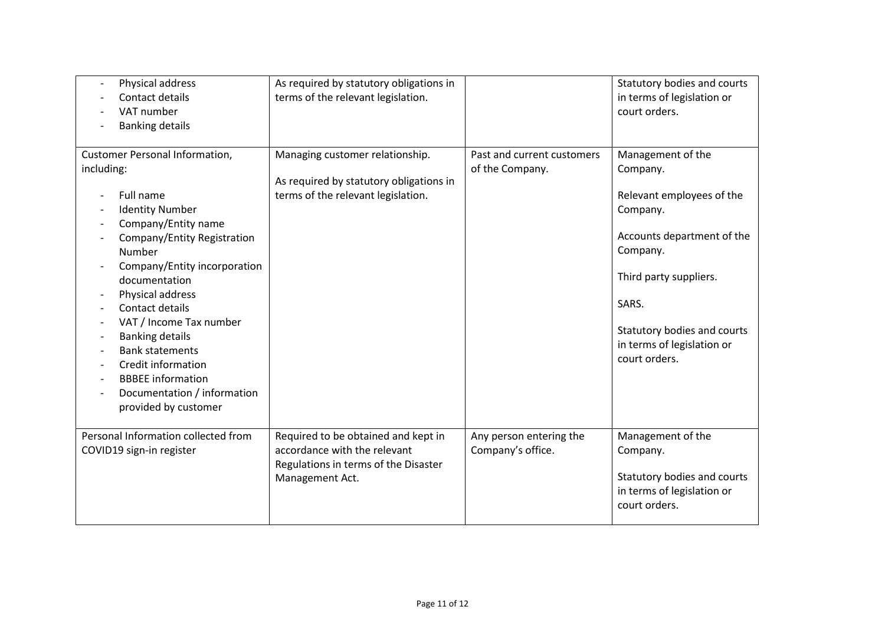| | | | |
|---|---|---|---|
| - Physical address<br>- Contact details<br>- VAT number<br>- Banking details | As required by statutory obligations in terms of the relevant legislation. | | Statutory bodies and courts in terms of legislation or court orders. |
| Customer Personal Information, including:<br><br>- Full name<br>- Identity Number<br>- Company/Entity name<br>- Company/Entity Registration Number<br>- Company/Entity incorporation documentation<br>- Physical address<br>- Contact details<br>- VAT / Income Tax number<br>- Banking details<br>- Bank statements<br>- Credit information<br>- BBBEE information<br>- Documentation / information provided by customer | Managing customer relationship.<br><br>As required by statutory obligations in terms of the relevant legislation. | Past and current customers of the Company. | Management of the Company.<br><br>Relevant employees of the Company.<br><br>Accounts department of the Company.<br><br>Third party suppliers.<br><br>SARS.<br><br>Statutory bodies and courts in terms of legislation or court orders. |
| Personal Information collected from COVID19 sign-in register | Required to be obtained and kept in accordance with the relevant Regulations in terms of the Disaster Management Act. | Any person entering the Company's office. | Management of the Company.<br><br>Statutory bodies and courts in terms of legislation or court orders. |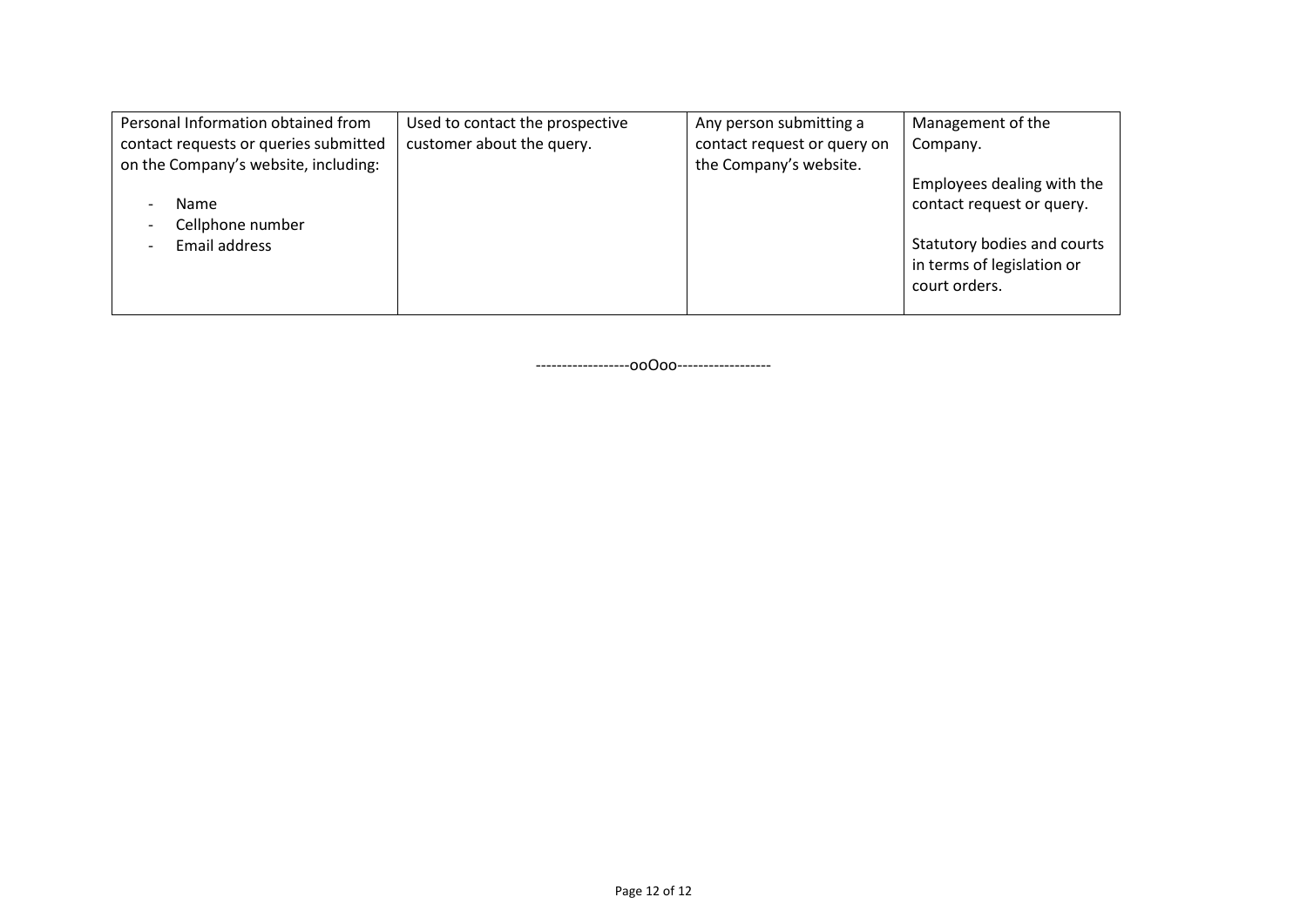| | | | |
|---|---|---|---|
| Personal Information obtained from contact requests or queries submitted on the Company's website, including:<br><br>- Name<br>- Cellphone number<br>- Email address | Used to contact the prospective customer about the query. | Any person submitting a contact request or query on the Company's website. | Management of the Company.<br><br>Employees dealing with the contact request or query.<br><br>Statutory bodies and courts in terms of legislation or court orders. |

------------------ooOoo------------------